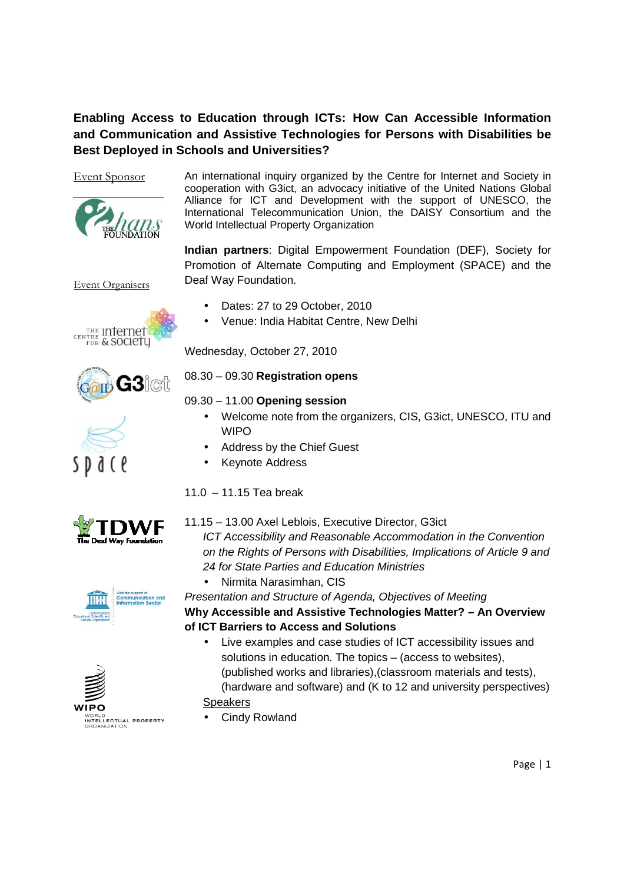# Enabling Access to Education through ICTs: How Can Accessible Information and Communication and Assistive Technologies for Persons with Disabilities be Best Deployed in Schools and Universities?

Event Sponsor

Event Organisers

An international inquiry organized by the Centre for Internet and Society in cooperation with G3ict, an advocacy initiative of the United Nations Global Alliance for ICT and Development with the support of UNESCO, the International Telecommunication Union, the DAISY Consortium and the World Intellectual Property Organization

**Indian partners**: Digital Empowerment Foundation (DEF), Society for Promotion of Alternate Computing and Employment (SPACE) and the Deaf Way Foundation.

- Dates: 27 to 29 October, 2010
- Venue: India Habitat Centre, New Delhi

Wednesday, October 27, 2010

08.30 – 09.30 **Registration opens**

09.30 – 11.00 **Opening session**

- Welcome note from the organizers, CIS, G3ict, UNESCO, ITU and WIPO
- Address by the Chief Guest
- Keynote Address

11.0 – 11.15 Tea break

11.15 – 13.00 Axel Leblois, Executive Director, G3ict

*ICT Accessibility and Reasonable Accommodation in the Convention on the Rights of Persons with Disabilities, Implications of Article 9 and 24 for State Parties and Education Ministries*

- Nirmita Narasimhan, CIS

*Presentation and Structure of Agenda, Objectives of Meeting*

**Why Accessible and Assistive Technologies Matter? – An Overview of ICT Barriers to Access and Solutions**

- Live examples and case studies of ICT accessibility issues and solutions in education. The topics – (access to websites), (published works and libraries),(classroom materials and tests), (hardware and software) and (K to 12 and university perspectives)

Speakers

- Cindy Rowland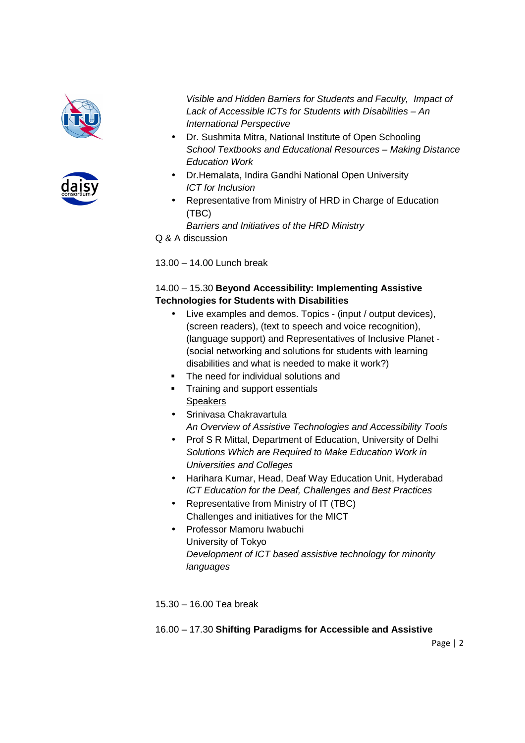*Visible and Hidden Barriers for Students and Faculty, Impact of Lack of Accessible ICTs for Students with Disabilities – An International Perspective*

- Dr. Sushmita Mitra, National Institute of Open Schooling
  *School Textbooks and Educational Resources – Making Distance Education Work*
- Dr.Hemalata, Indira Gandhi National Open University
  *ICT for Inclusion*
- Representative from Ministry of HRD in Charge of Education (TBC)
  *Barriers and Initiatives of the HRD Ministry*

Q & A discussion

13.00 – 14.00 Lunch break

14.00 – 15.30 **Beyond Accessibility: Implementing Assistive Technologies for Students with Disabilities**

- Live examples and demos. Topics - (input / output devices), (screen readers), (text to speech and voice recognition), (language support) and Representatives of Inclusive Planet - (social networking and solutions for students with learning disabilities and what is needed to make it work?)
- The need for individual solutions and
- Training and support essentials
  Speakers
- Srinivasa Chakravartula
  *An Overview of Assistive Technologies and Accessibility Tools*
- Prof S R Mittal, Department of Education, University of Delhi
  *Solutions Which are Required to Make Education Work in Universities and Colleges*
- Harihara Kumar, Head, Deaf Way Education Unit, Hyderabad
  *ICT Education for the Deaf, Challenges and Best Practices*
- Representative from Ministry of IT (TBC)
  Challenges and initiatives for the MICT
- Professor Mamoru Iwabuchi
  University of Tokyo
  *Development of ICT based assistive technology for minority languages*

15.30 – 16.00 Tea break

16.00 – 17.30 **Shifting Paradigms for Accessible and Assistive**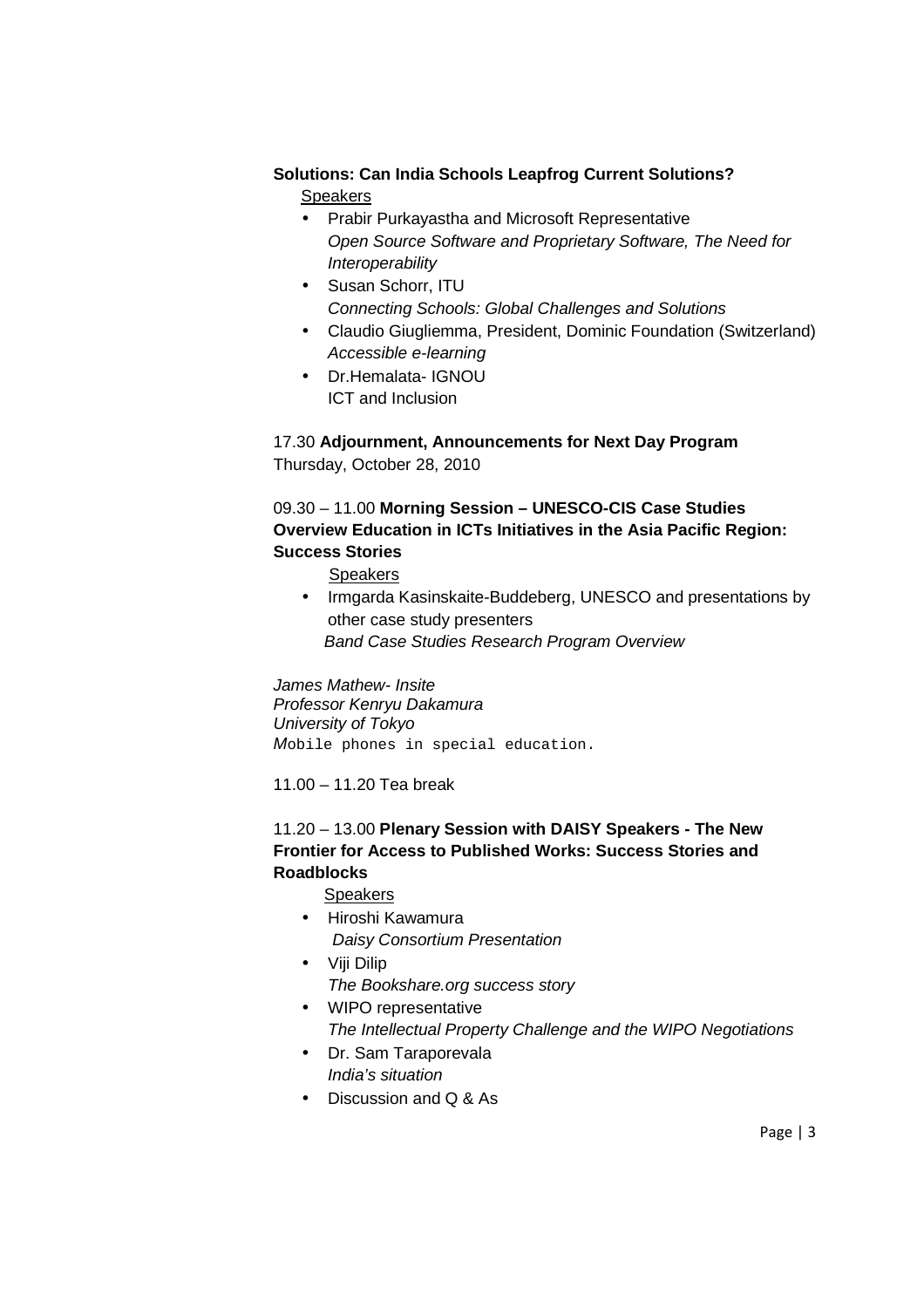**Solutions: Can India Schools Leapfrog Current Solutions?**

Speakers

- Prabir Purkayastha and Microsoft Representative
  *Open Source Software and Proprietary Software, The Need for Interoperability*
- Susan Schorr, ITU
  *Connecting Schools: Global Challenges and Solutions*
- Claudio Giugliemma, President, Dominic Foundation (Switzerland)
  *Accessible e-learning*
- Dr.Hemalata- IGNOU
  ICT and Inclusion

17.30 **Adjournment, Announcements for Next Day Program**

Thursday, October 28, 2010

09.30 – 11.00 **Morning Session – UNESCO-CIS Case Studies Overview Education in ICTs Initiatives in the Asia Pacific Region: Success Stories**

Speakers

- Irmgarda Kasinskaite-Buddeberg, UNESCO and presentations by other case study presenters
  *Band Case Studies Research Program Overview*

*James Mathew- Insite*
*Professor Kenryu Dakamura*
*University of Tokyo*
*M*obile phones in special education.

11.00 – 11.20 Tea break

11.20 – 13.00 **Plenary Session with DAISY Speakers - The New Frontier for Access to Published Works: Success Stories and Roadblocks**

Speakers

- Hiroshi Kawamura
  *Daisy Consortium Presentation*
- Viji Dilip
  *The Bookshare.org success story*
- WIPO representative
  *The Intellectual Property Challenge and the WIPO Negotiations*
- Dr. Sam Taraporevala
  *India's situation*
- Discussion and Q & As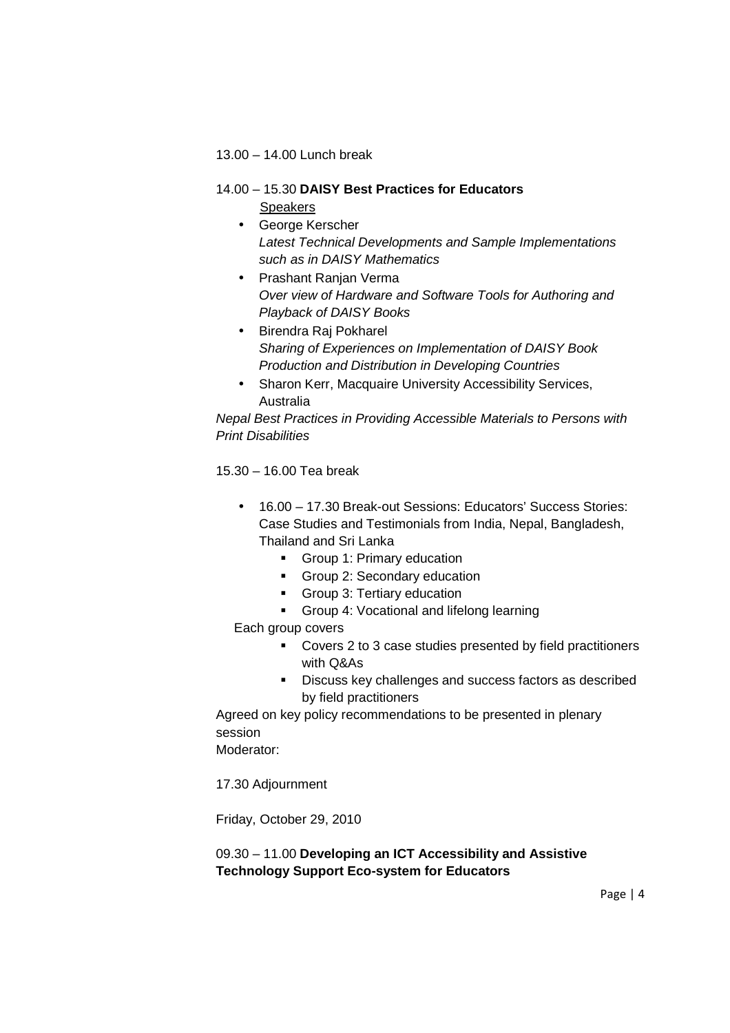13.00 – 14.00 Lunch break

14.00 – 15.30 **DAISY Best Practices for Educators**

Speakers

- George Kerscher
  *Latest Technical Developments and Sample Implementations such as in DAISY Mathematics*
- Prashant Ranjan Verma
  *Over view of Hardware and Software Tools for Authoring and Playback of DAISY Books*
- Birendra Raj Pokharel
  *Sharing of Experiences on Implementation of DAISY Book Production and Distribution in Developing Countries*
- Sharon Kerr, Macquaire University Accessibility Services, Australia

*Nepal Best Practices in Providing Accessible Materials to Persons with Print Disabilities*

15.30 – 16.00 Tea break

- 16.00 – 17.30 Break-out Sessions: Educators' Success Stories: Case Studies and Testimonials from India, Nepal, Bangladesh, Thailand and Sri Lanka
  - Group 1: Primary education
  - Group 2: Secondary education
  - Group 3: Tertiary education
  - Group 4: Vocational and lifelong learning

Each group covers

- Covers 2 to 3 case studies presented by field practitioners with Q&As
- Discuss key challenges and success factors as described by field practitioners

Agreed on key policy recommendations to be presented in plenary session

Moderator:

17.30 Adjournment

Friday, October 29, 2010

09.30 – 11.00 **Developing an ICT Accessibility and Assistive Technology Support Eco-system for Educators**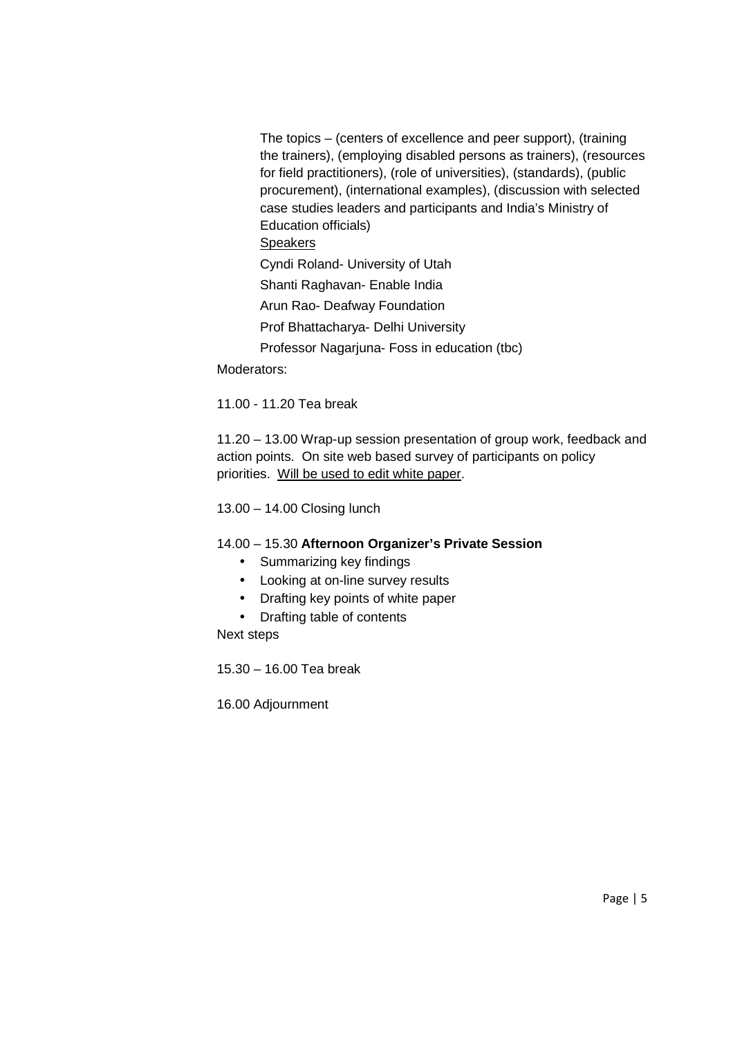The topics – (centers of excellence and peer support), (training the trainers), (employing disabled persons as trainers), (resources for field practitioners), (role of universities), (standards), (public procurement), (international examples), (discussion with selected case studies leaders and participants and India's Ministry of Education officials)

<u>Speakers</u>

Cyndi Roland- University of Utah

Shanti Raghavan- Enable India

Arun Rao- Deafway Foundation

Prof Bhattacharya- Delhi University

Professor Nagarjuna- Foss in education (tbc)

Moderators:

11.00 - 11.20 Tea break

11.20 – 13.00 Wrap-up session presentation of group work, feedback and action points. On site web based survey of participants on policy priorities. <u>Will be used to edit white paper</u>.

13.00 – 14.00 Closing lunch

14.00 – 15.30 **Afternoon Organizer's Private Session**

- Summarizing key findings
- Looking at on-line survey results
- Drafting key points of white paper
- Drafting table of contents

Next steps

15.30 – 16.00 Tea break

16.00 Adjournment